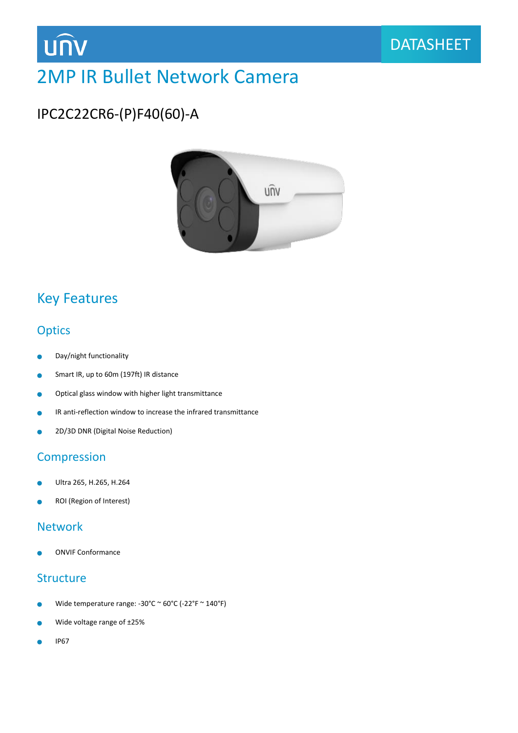unv

DATASHEET

# 2MP IR Bullet Network Camera

## IPC2C22CR6-(P)F40(60)-A

## Key Features

### Optics

- Day/night functionality
- Smart IR, up to 60m (197ft) IR distance
- Optical glass window with higher light transmittance
- IR anti-reflection window to increase the infrared transmittance
- 2D/3D DNR (Digital Noise Reduction)

### Compression

- Ultra 265, H.265, H.264
- ROI (Region of Interest)

### Network

- ONVIF Conformance

### Structure

- Wide temperature range: -30°C ~ 60°C (-22°F ~ 140°F)
- Wide voltage range of ±25%
- IP67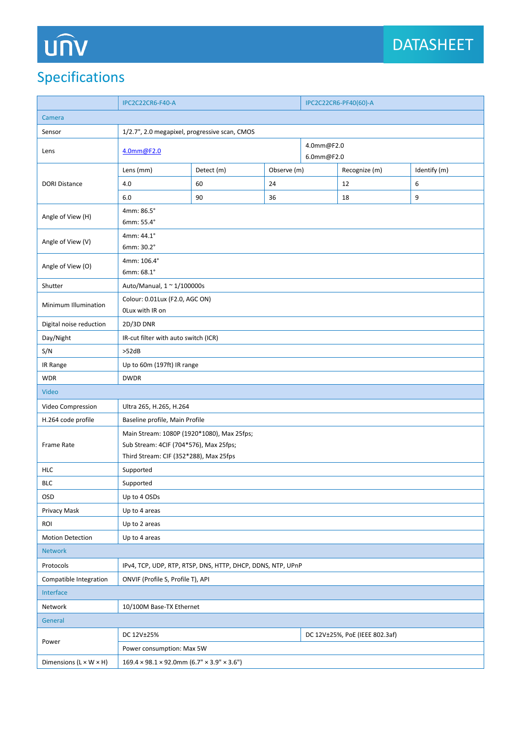# Specifications

| | IPC2C22CR6-F40-A | | | IPC2C22CR6-PF40(60)-A | |
|---|---|---|---|---|---|
| **Camera** | | | | | |
| Sensor | 1/2.7", 2.0 megapixel, progressive scan, CMOS | | | | |
| Lens | 4.0mm@F2.0 | | | 4.0mm@F2.0<br>6.0mm@F2.0 | |
| DORI Distance | Lens (mm) | Detect (m) | Observe (m) | Recognize (m) | Identify (m) |
| | 4.0 | 60 | 24 | 12 | 6 |
| | 6.0 | 90 | 36 | 18 | 9 |
| Angle of View (H) | 4mm: 86.5°<br>6mm: 55.4° | | | | |
| Angle of View (V) | 4mm: 44.1°<br>6mm: 30.2° | | | | |
| Angle of View (O) | 4mm: 106.4°<br>6mm: 68.1° | | | | |
| Shutter | Auto/Manual, 1 ~ 1/100000s | | | | |
| Minimum Illumination | Colour: 0.01Lux (F2.0, AGC ON)<br>0Lux with IR on | | | | |
| Digital noise reduction | 2D/3D DNR | | | | |
| Day/Night | IR-cut filter with auto switch (ICR) | | | | |
| S/N | >52dB | | | | |
| IR Range | Up to 60m (197ft) IR range | | | | |
| WDR | DWDR | | | | |
| **Video** | | | | | |
| Video Compression | Ultra 265, H.265, H.264 | | | | |
| H.264 code profile | Baseline profile, Main Profile | | | | |
| Frame Rate | Main Stream: 1080P (1920*1080), Max 25fps;<br>Sub Stream: 4CIF (704*576), Max 25fps;<br>Third Stream: CIF (352*288), Max 25fps | | | | |
| HLC | Supported | | | | |
| BLC | Supported | | | | |
| OSD | Up to 4 OSDs | | | | |
| Privacy Mask | Up to 4 areas | | | | |
| ROI | Up to 2 areas | | | | |
| Motion Detection | Up to 4 areas | | | | |
| **Network** | | | | | |
| Protocols | IPv4, TCP, UDP, RTP, RTSP, DNS, HTTP, DHCP, DDNS, NTP, UPnP | | | | |
| Compatible Integration | ONVIF (Profile S, Profile T), API | | | | |
| **Interface** | | | | | |
| Network | 10/100M Base-TX Ethernet | | | | |
| **General** | | | | | |
| Power | DC 12V±25% | | | DC 12V±25%, PoE (IEEE 802.3af) | |
| | Power consumption: Max 5W | | | | |
| Dimensions (L × W × H) | 169.4 × 98.1 × 92.0mm (6.7" × 3.9" × 3.6") | | | | |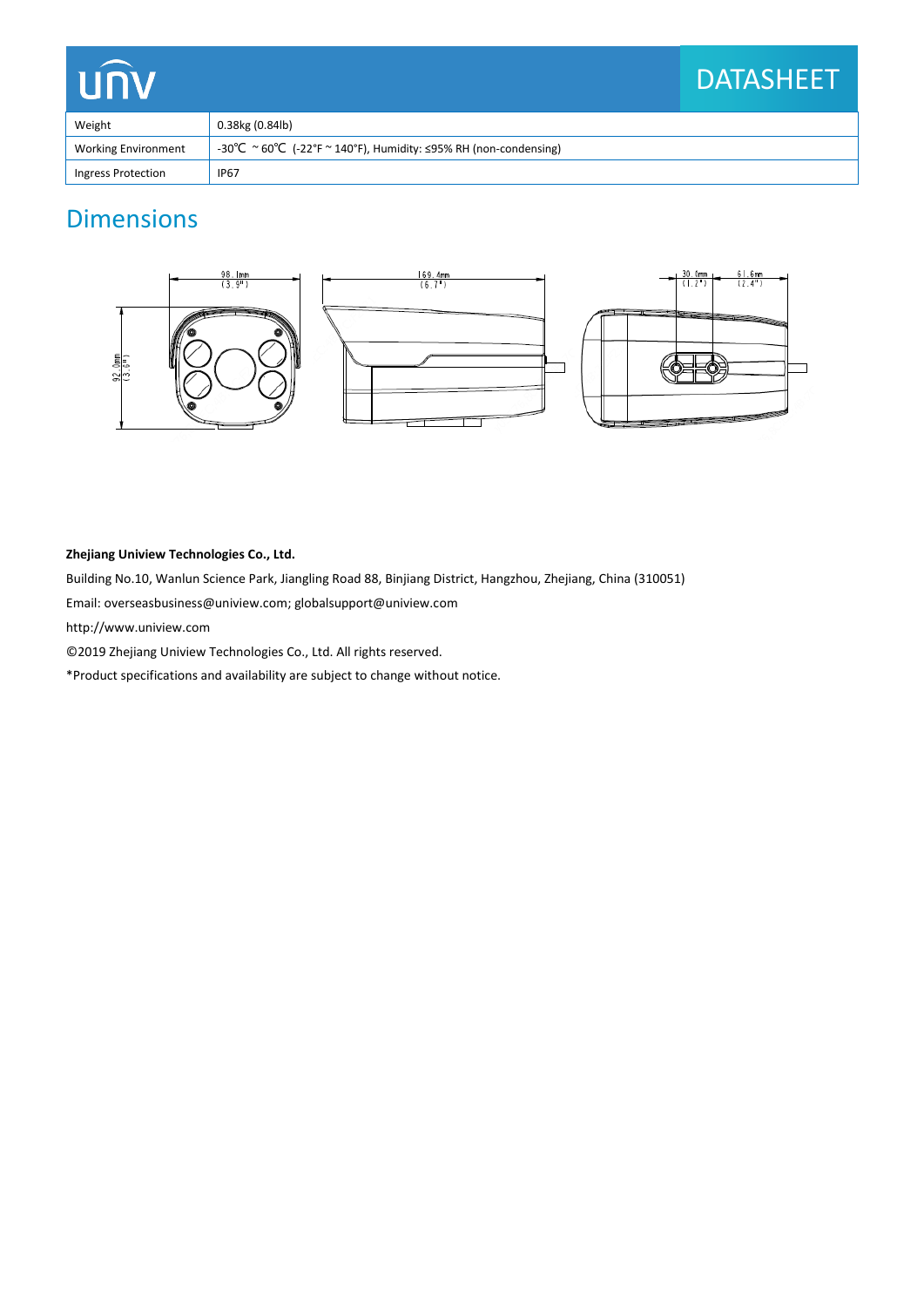| | |
|---|---|
| Weight | 0.38kg (0.84lb) |
| Working Environment | -30℃ ~ 60℃ (-22°F ~ 140°F), Humidity: ≤95% RH (non-condensing) |
| Ingress Protection | IP67 |

## Dimensions

98.1mm
(3.9")

169.4mm
(6.7")

30.0mm
(1.2")

61.6mm
(2.4")

92.0mm
(3.6")

**Zhejiang Uniview Technologies Co., Ltd.**

Building No.10, Wanlun Science Park, Jiangling Road 88, Binjiang District, Hangzhou, Zhejiang, China (310051)

Email: overseasbusiness@uniview.com; globalsupport@uniview.com

http://www.uniview.com

©2019 Zhejiang Uniview Technologies Co., Ltd. All rights reserved.

*Product specifications and availability are subject to change without notice.